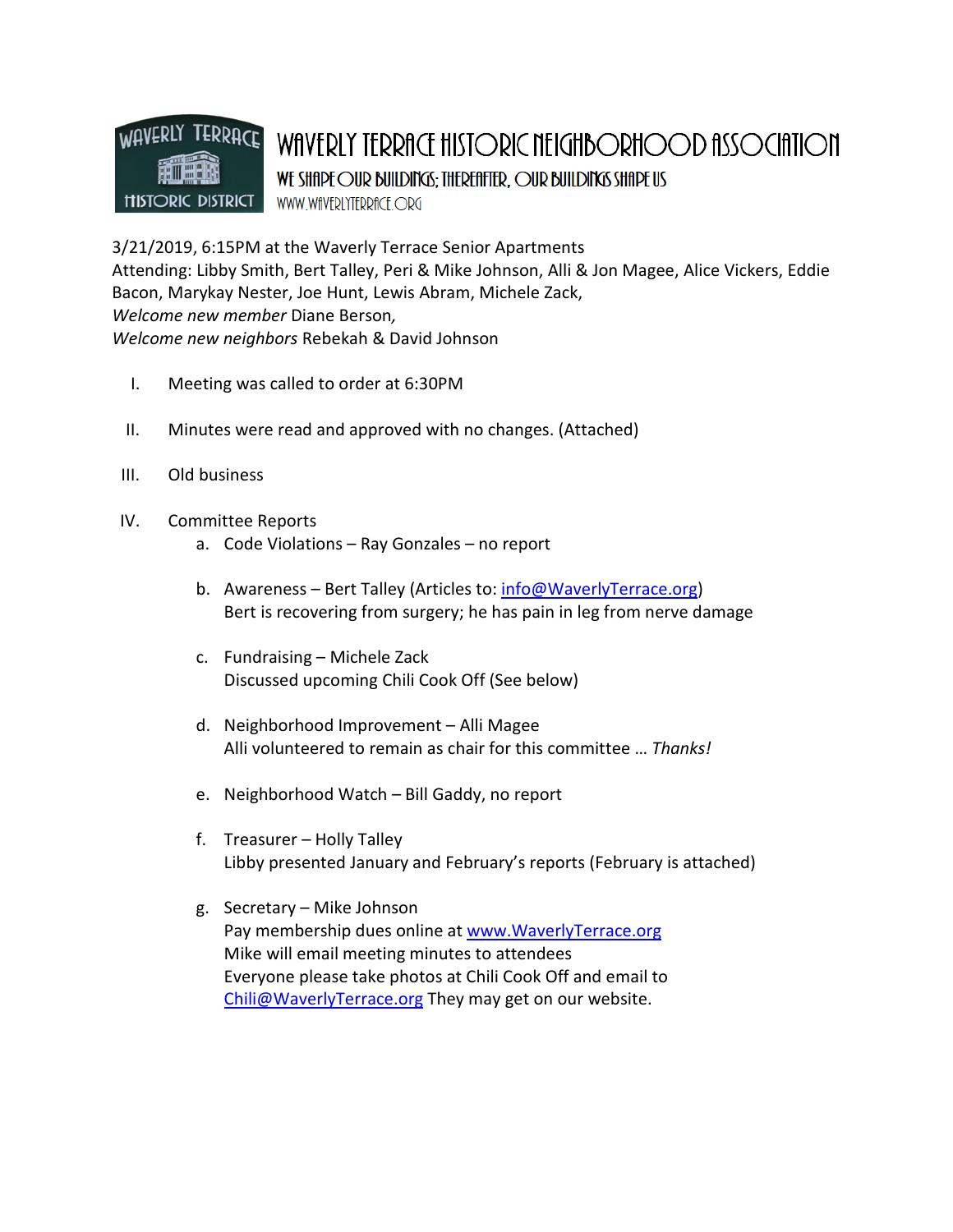# WAVERLY TERRACE HISTORIC NEIGHBORHOOD ASSOCIATION

**WE SHAPE OUR BUILDINGS; THEREAFTER, OUR BUILDINGS SHAPE US**

WWW.WAVERLYTERRACE.ORG

3/21/2019, 6:15PM at the Waverly Terrace Senior Apartments
Attending: Libby Smith, Bert Talley, Peri & Mike Johnson, Alli & Jon Magee, Alice Vickers, Eddie Bacon, Marykay Nester, Joe Hunt, Lewis Abram, Michele Zack,
*Welcome new member* Diane Berson*,*
*Welcome new neighbors* Rebekah & David Johnson

I. Meeting was called to order at 6:30PM

II. Minutes were read and approved with no changes. (Attached)

III. Old business

IV. Committee Reports

   a. Code Violations – Ray Gonzales – no report

   b. Awareness – Bert Talley (Articles to: info@WaverlyTerrace.org)
      Bert is recovering from surgery; he has pain in leg from nerve damage

   c. Fundraising – Michele Zack
      Discussed upcoming Chili Cook Off (See below)

   d. Neighborhood Improvement – Alli Magee
      Alli volunteered to remain as chair for this committee … *Thanks!*

   e. Neighborhood Watch – Bill Gaddy, no report

   f. Treasurer – Holly Talley
      Libby presented January and February's reports (February is attached)

   g. Secretary – Mike Johnson
      Pay membership dues online at www.WaverlyTerrace.org
      Mike will email meeting minutes to attendees
      Everyone please take photos at Chili Cook Off and email to Chili@WaverlyTerrace.org They may get on our website.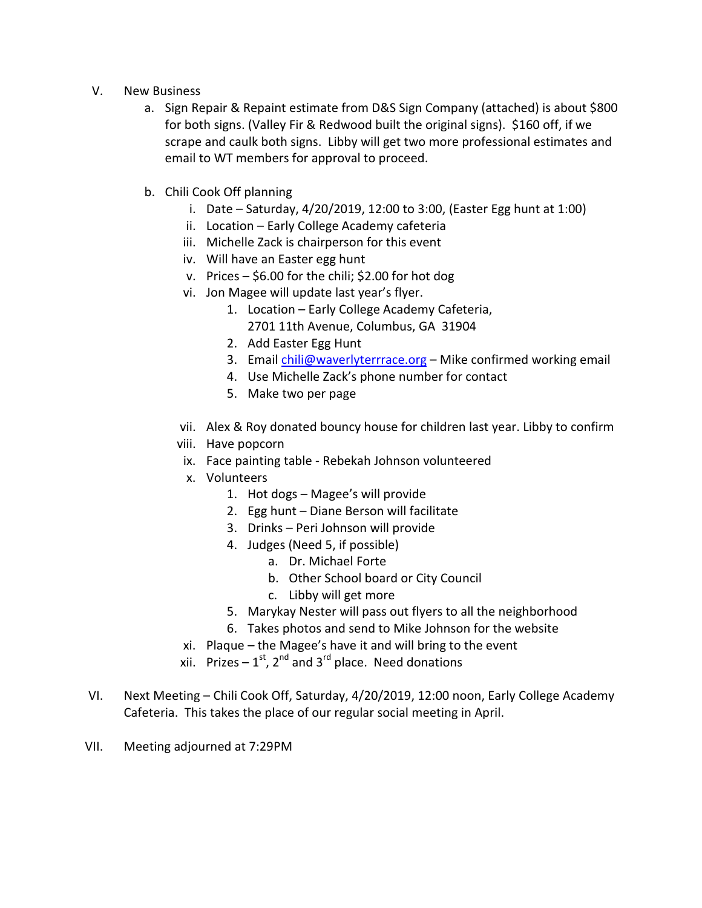V. New Business

   a. Sign Repair & Repaint estimate from D&S Sign Company (attached) is about $800 for both signs. (Valley Fir & Redwood built the original signs). $160 off, if we scrape and caulk both signs. Libby will get two more professional estimates and email to WT members for approval to proceed.

   b. Chili Cook Off planning

      i. Date – Saturday, 4/20/2019, 12:00 to 3:00, (Easter Egg hunt at 1:00)

      ii. Location – Early College Academy cafeteria

      iii. Michelle Zack is chairperson for this event

      iv. Will have an Easter egg hunt

      v. Prices – $6.00 for the chili; $2.00 for hot dog

      vi. Jon Magee will update last year's flyer.

         1. Location – Early College Academy Cafeteria, 2701 11th Avenue, Columbus, GA 31904
         2. Add Easter Egg Hunt
         3. Email chili@waverlyterrrace.org – Mike confirmed working email
         4. Use Michelle Zack's phone number for contact
         5. Make two per page

      vii. Alex & Roy donated bouncy house for children last year. Libby to confirm

      viii. Have popcorn

      ix. Face painting table - Rebekah Johnson volunteered

      x. Volunteers

         1. Hot dogs – Magee's will provide
         2. Egg hunt – Diane Berson will facilitate
         3. Drinks – Peri Johnson will provide
         4. Judges (Need 5, if possible)
            a. Dr. Michael Forte
            b. Other School board or City Council
            c. Libby will get more
         5. Marykay Nester will pass out flyers to all the neighborhood
         6. Takes photos and send to Mike Johnson for the website

      xi. Plaque – the Magee's have it and will bring to the event

      xii. Prizes – 1st, 2nd and 3rd place. Need donations

VI. Next Meeting – Chili Cook Off, Saturday, 4/20/2019, 12:00 noon, Early College Academy Cafeteria. This takes the place of our regular social meeting in April.

VII. Meeting adjourned at 7:29PM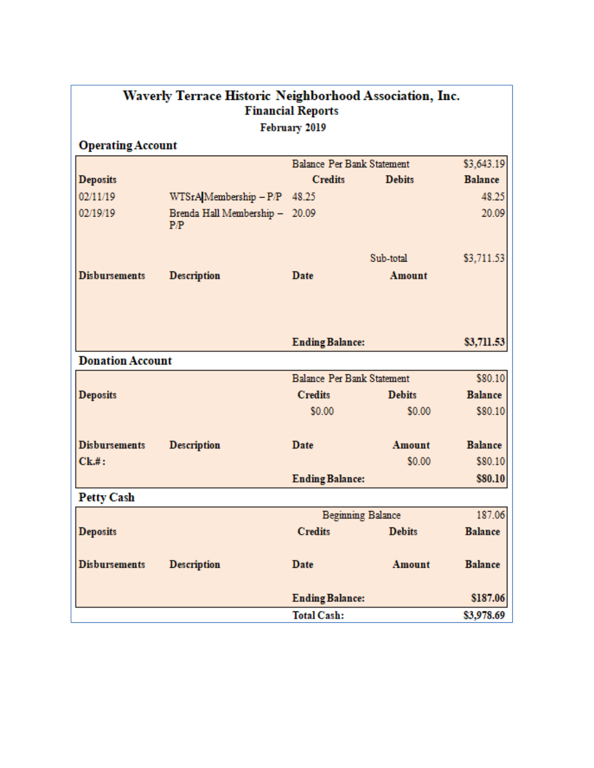# Waverly Terrace Historic Neighborhood Association, Inc.

## Financial Reports

### February 2019

### Operating Account

| | | | | |
|---|---|---|---|---|
| | | Balance Per Bank Statement | | $3,643.19 |
| **Deposits** | | **Credits** | **Debits** | **Balance** |
| 02/11/19 | WTSrA Membership – P/P | 48.25 | | 48.25 |
| 02/19/19 | Brenda Hall Membership – P/P | 20.09 | | 20.09 |
| | | | Sub-total | $3,711.53 |
| **Disbursements** | **Description** | **Date** | **Amount** | |
| | | **Ending Balance:** | | **$3,711.53** |

### Donation Account

| | | | | |
|---|---|---|---|---|
| | | Balance Per Bank Statement | | $80.10 |
| **Deposits** | | **Credits** | **Debits** | **Balance** |
| | | $0.00 | $0.00 | $80.10 |
| **Disbursements** | **Description** | **Date** | **Amount** | **Balance** |
| **Ck.#:** | | | $0.00 | $80.10 |
| | | **Ending Balance:** | | **$80.10** |

### Petty Cash

| | | | | |
|---|---|---|---|---|
| | | Beginning Balance | | 187.06 |
| **Deposits** | | **Credits** | **Debits** | **Balance** |
| **Disbursements** | **Description** | **Date** | **Amount** | **Balance** |
| | | **Ending Balance:** | | **$187.06** |
| | | **Total Cash:** | | **$3,978.69** |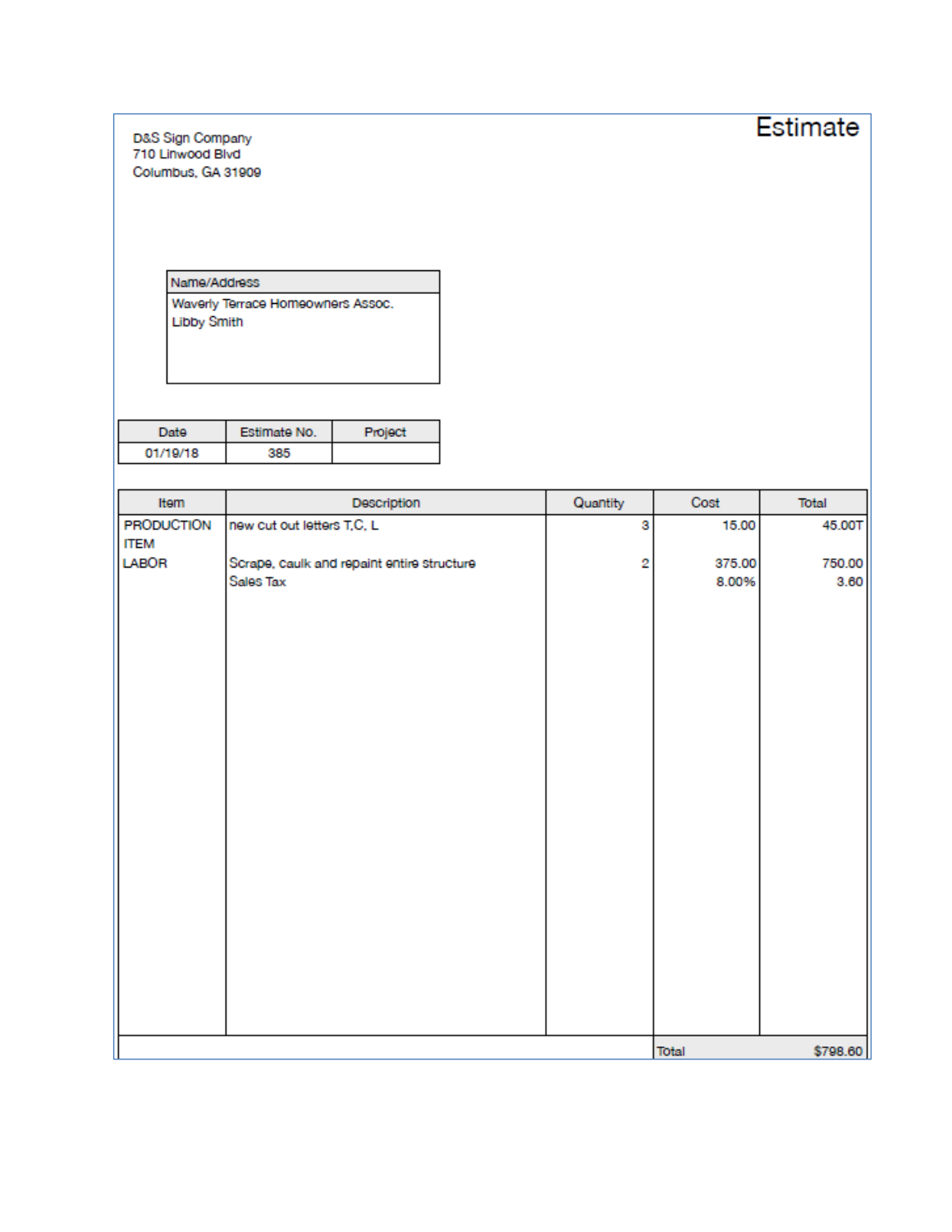D&S Sign Company
710 Linwood Blvd
Columbus, GA 31909

# Estimate

| Name/Address |
| --- |
| Waverly Terrace Homeowners Assoc.<br>Libby Smith |

| Date | Estimate No. | Project |
| --- | --- | --- |
| 01/19/18 | 385 | |

| Item | Description | Quantity | Cost | Total |
| --- | --- | --- | --- | --- |
| PRODUCTION ITEM | new cut out letters T,C, L | 3 | 15.00 | 45.00T |
| LABOR | Scrape, caulk and repaint entire structure | 2 | 375.00 | 750.00 |
| | Sales Tax | | 8.00% | 3.60 |
| | | | Total | $798.60 |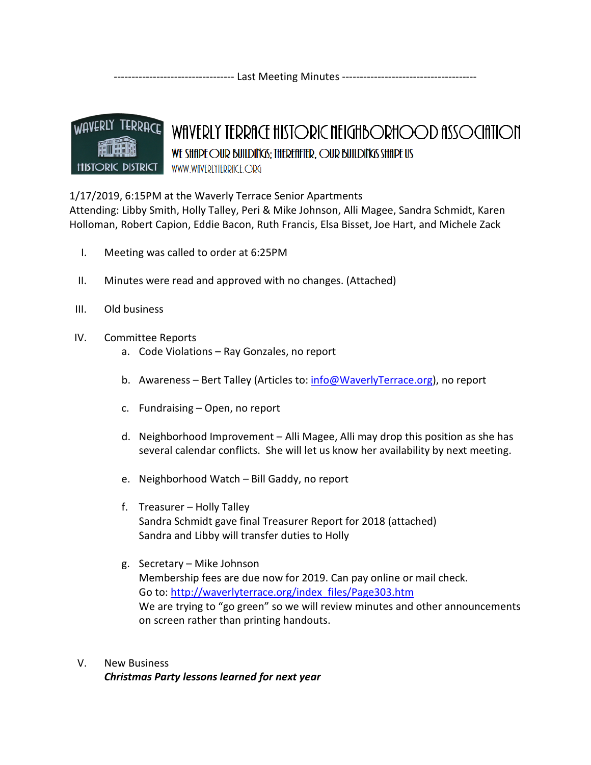---------------------------------- Last Meeting Minutes --------------------------------------

# WAVERLY TERRACE HISTORIC NEIGHBORHOOD ASSOCIATION

WE SHAPE OUR BUILDINGS; THEREAFTER, OUR BUILDINGS SHAPE US

WWW.WAVERLYTERRACE.ORG

1/17/2019, 6:15PM at the Waverly Terrace Senior Apartments
Attending: Libby Smith, Holly Talley, Peri & Mike Johnson, Alli Magee, Sandra Schmidt, Karen Holloman, Robert Capion, Eddie Bacon, Ruth Francis, Elsa Bisset, Joe Hart, and Michele Zack

I. Meeting was called to order at 6:25PM

II. Minutes were read and approved with no changes. (Attached)

III. Old business

IV. Committee Reports
   a. Code Violations – Ray Gonzales, no report
   b. Awareness – Bert Talley (Articles to: info@WaverlyTerrace.org), no report
   c. Fundraising – Open, no report
   d. Neighborhood Improvement – Alli Magee, Alli may drop this position as she has several calendar conflicts. She will let us know her availability by next meeting.
   e. Neighborhood Watch – Bill Gaddy, no report
   f. Treasurer – Holly Talley
      Sandra Schmidt gave final Treasurer Report for 2018 (attached)
      Sandra and Libby will transfer duties to Holly
   g. Secretary – Mike Johnson
      Membership fees are due now for 2019. Can pay online or mail check.
      Go to: http://waverlyterrace.org/index_files/Page303.htm
      We are trying to "go green" so we will review minutes and other announcements on screen rather than printing handouts.

V. New Business
   ***Christmas Party lessons learned for next year***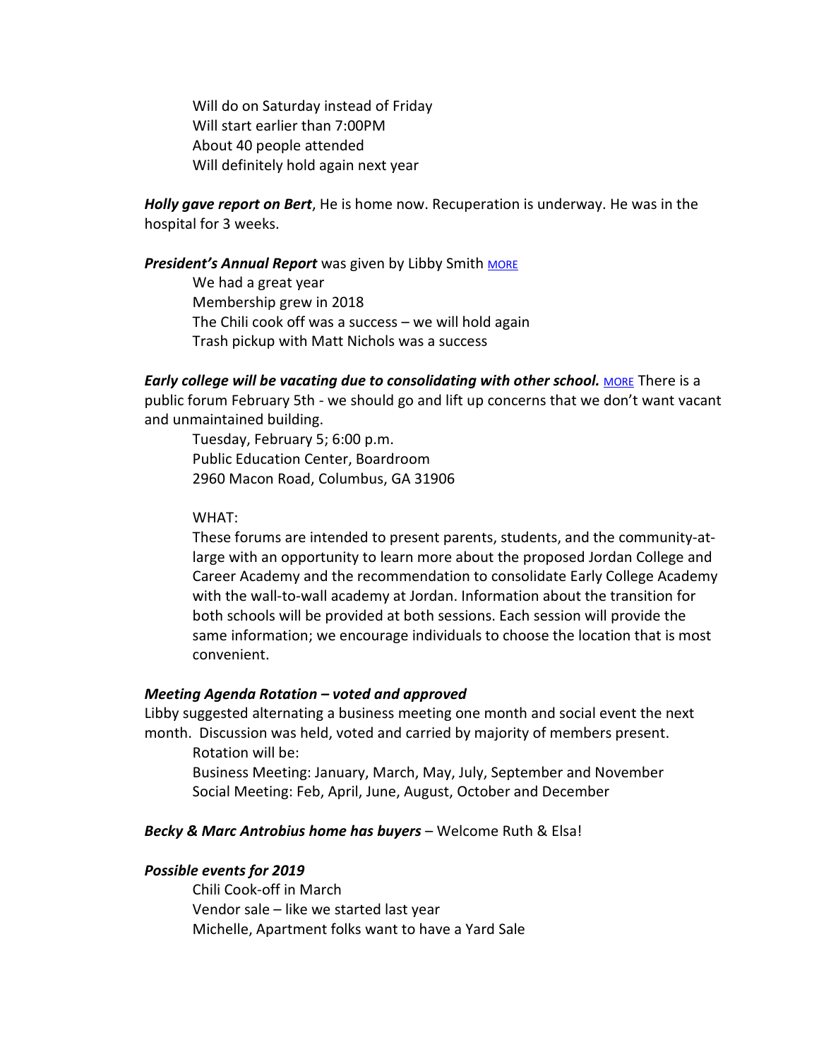Will do on Saturday instead of Friday
Will start earlier than 7:00PM
About 40 people attended
Will definitely hold again next year

***Holly gave report on Bert***, He is home now. Recuperation is underway. He was in the hospital for 3 weeks.

***President's Annual Report*** was given by Libby Smith MORE

We had a great year
Membership grew in 2018
The Chili cook off was a success – we will hold again
Trash pickup with Matt Nichols was a success

***Early college will be vacating due to consolidating with other school.*** MORE There is a public forum February 5th - we should go and lift up concerns that we don't want vacant and unmaintained building.

Tuesday, February 5; 6:00 p.m.
Public Education Center, Boardroom
2960 Macon Road, Columbus, GA 31906

WHAT:

These forums are intended to present parents, students, and the community-at-large with an opportunity to learn more about the proposed Jordan College and Career Academy and the recommendation to consolidate Early College Academy with the wall-to-wall academy at Jordan. Information about the transition for both schools will be provided at both sessions. Each session will provide the same information; we encourage individuals to choose the location that is most convenient.

***Meeting Agenda Rotation – voted and approved***

Libby suggested alternating a business meeting one month and social event the next month. Discussion was held, voted and carried by majority of members present.

Rotation will be:
Business Meeting: January, March, May, July, September and November
Social Meeting: Feb, April, June, August, October and December

***Becky & Marc Antrobius home has buyers*** – Welcome Ruth & Elsa!

***Possible events for 2019***

Chili Cook-off in March
Vendor sale – like we started last year
Michelle, Apartment folks want to have a Yard Sale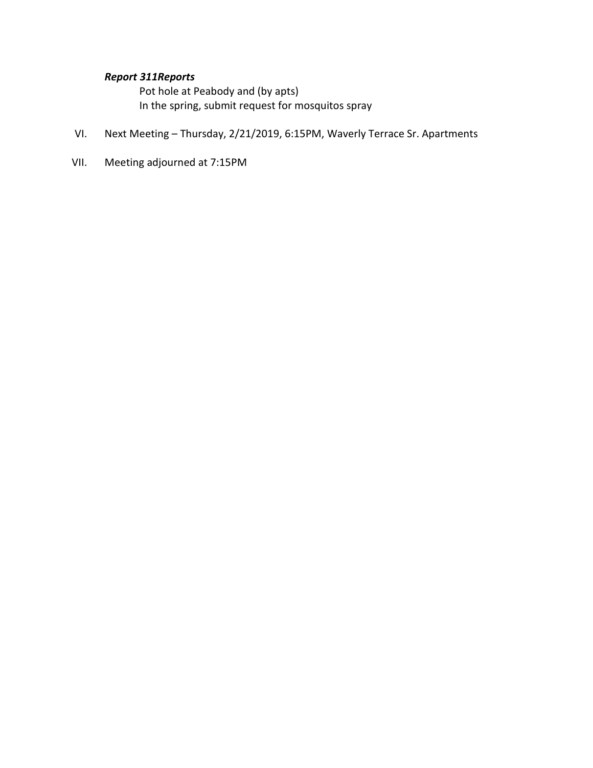***Report 311Reports***

Pot hole at Peabody and (by apts)
In the spring, submit request for mosquitos spray

VI. Next Meeting – Thursday, 2/21/2019, 6:15PM, Waverly Terrace Sr. Apartments

VII. Meeting adjourned at 7:15PM